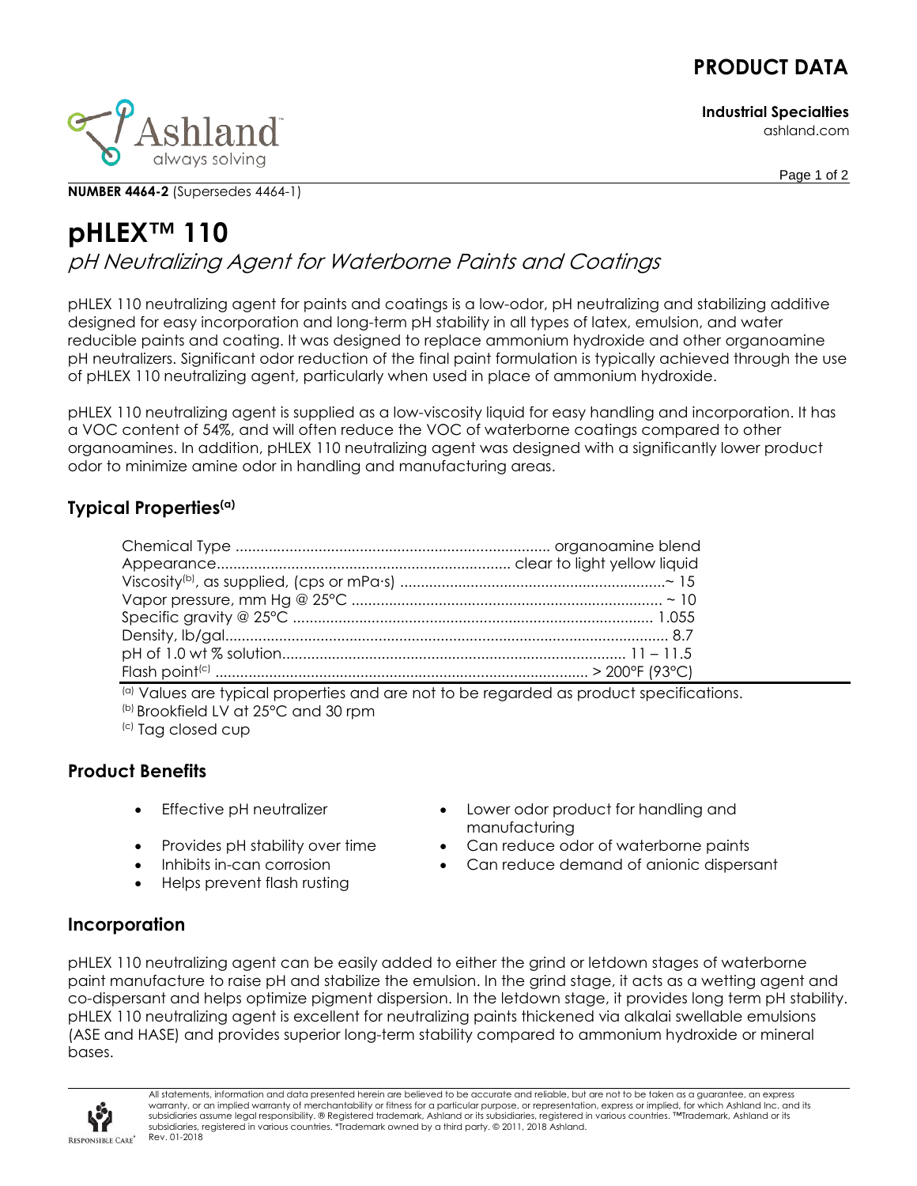# PRODUCT DATA

**Industrial Specialties**
ashland.com

**NUMBER 4464-2** (Supersedes 4464-1)

# pHLEX™ 110

## *pH Neutralizing Agent for Waterborne Paints and Coatings*

pHLEX 110 neutralizing agent for paints and coatings is a low-odor, pH neutralizing and stabilizing additive designed for easy incorporation and long-term pH stability in all types of latex, emulsion, and water reducible paints and coating. It was designed to replace ammonium hydroxide and other organoamine pH neutralizers. Significant odor reduction of the final paint formulation is typically achieved through the use of pHLEX 110 neutralizing agent, particularly when used in place of ammonium hydroxide.

pHLEX 110 neutralizing agent is supplied as a low-viscosity liquid for easy handling and incorporation. It has a VOC content of 54%, and will often reduce the VOC of waterborne coatings compared to other organoamines. In addition, pHLEX 110 neutralizing agent was designed with a significantly lower product odor to minimize amine odor in handling and manufacturing areas.

### Typical Properties[a]

| Property | Value |
|---|---|
| Chemical Type | organoamine blend |
| Appearance | clear to light yellow liquid |
| Viscosity[b], as supplied, (cps or mPa·s) | ~ 15 |
| Vapor pressure, mm Hg @ 25°C | ~ 10 |
| Specific gravity @ 25°C | 1.055 |
| Density, lb/gal | 8.7 |
| pH of 1.0 wt % solution | 11 – 11.5 |
| Flash point[c] | > 200°F (93°C) |

[a] Values are typical properties and are not to be regarded as product specifications.
[b] Brookfield LV at 25°C and 30 rpm
[c] Tag closed cup

### Product Benefits

- Effective pH neutralizer
- Provides pH stability over time
- Inhibits in-can corrosion
- Helps prevent flash rusting
- Lower odor product for handling and manufacturing
- Can reduce odor of waterborne paints
- Can reduce demand of anionic dispersant

### Incorporation

pHLEX 110 neutralizing agent can be easily added to either the grind or letdown stages of waterborne paint manufacture to raise pH and stabilize the emulsion. In the grind stage, it acts as a wetting agent and co-dispersant and helps optimize pigment dispersion. In the letdown stage, it provides long term pH stability. pHLEX 110 neutralizing agent is excellent for neutralizing paints thickened via alkalai swellable emulsions (ASE and HASE) and provides superior long-term stability compared to ammonium hydroxide or mineral bases.

All statements, information and data presented herein are believed to be accurate and reliable, but are not to be taken as a guarantee, an express warranty, or an implied warranty of merchantability or fitness for a particular purpose, or representation, express or implied, for which Ashland Inc. and its subsidiaries assume legal responsibility. ® Registered trademark, Ashland or its subsidiaries, registered in various countries. ™Trademark, Ashland or its subsidiaries, registered in various countries. *Trademark owned by a third party. © 2011, 2018 Ashland.
Rev. 01-2018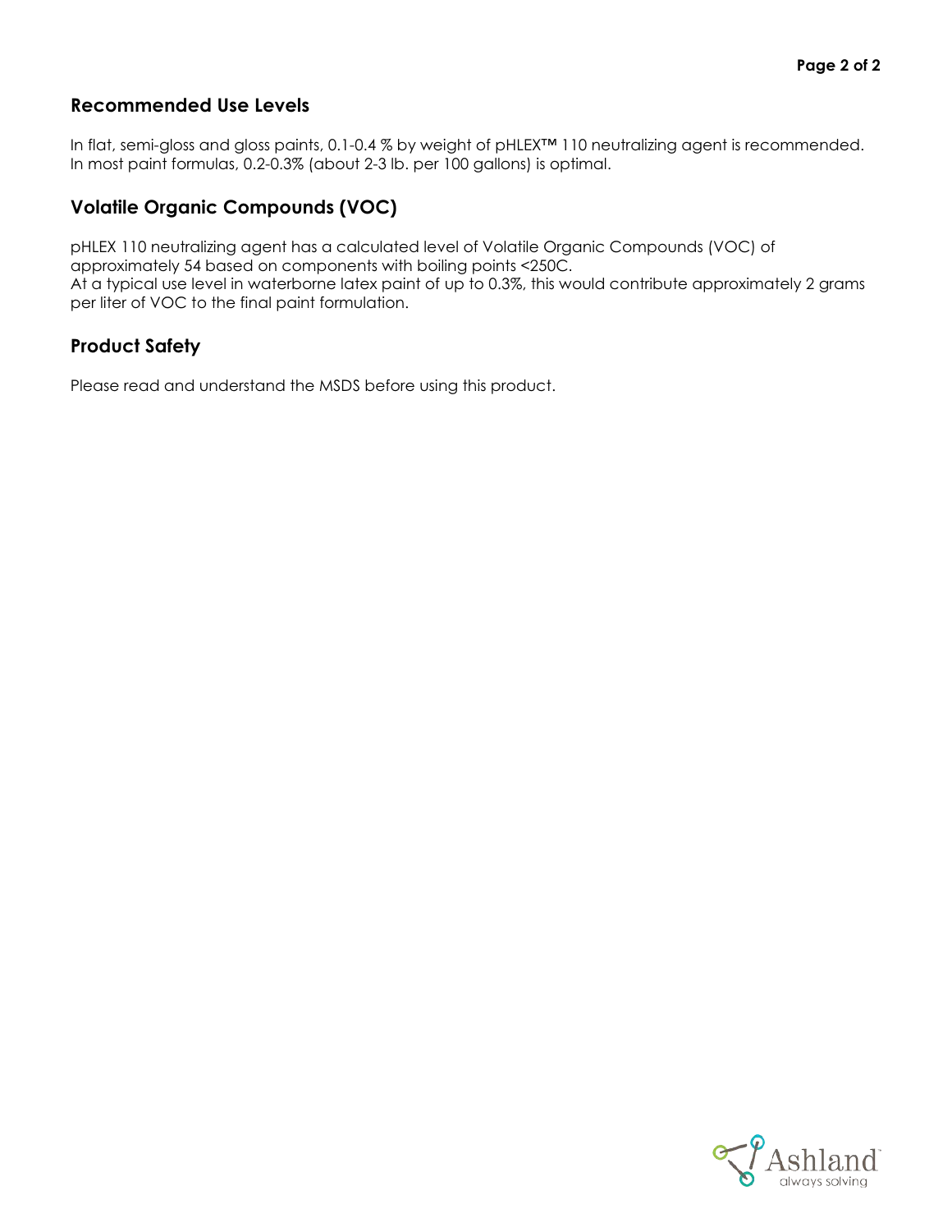## Recommended Use Levels

In flat, semi-gloss and gloss paints, 0.1-0.4 % by weight of pHLEX™ 110 neutralizing agent is recommended. In most paint formulas, 0.2-0.3% (about 2-3 lb. per 100 gallons) is optimal.

## Volatile Organic Compounds (VOC)

pHLEX 110 neutralizing agent has a calculated level of Volatile Organic Compounds (VOC) of approximately 54 based on components with boiling points <250C.
At a typical use level in waterborne latex paint of up to 0.3%, this would contribute approximately 2 grams per liter of VOC to the final paint formulation.

## Product Safety

Please read and understand the MSDS before using this product.